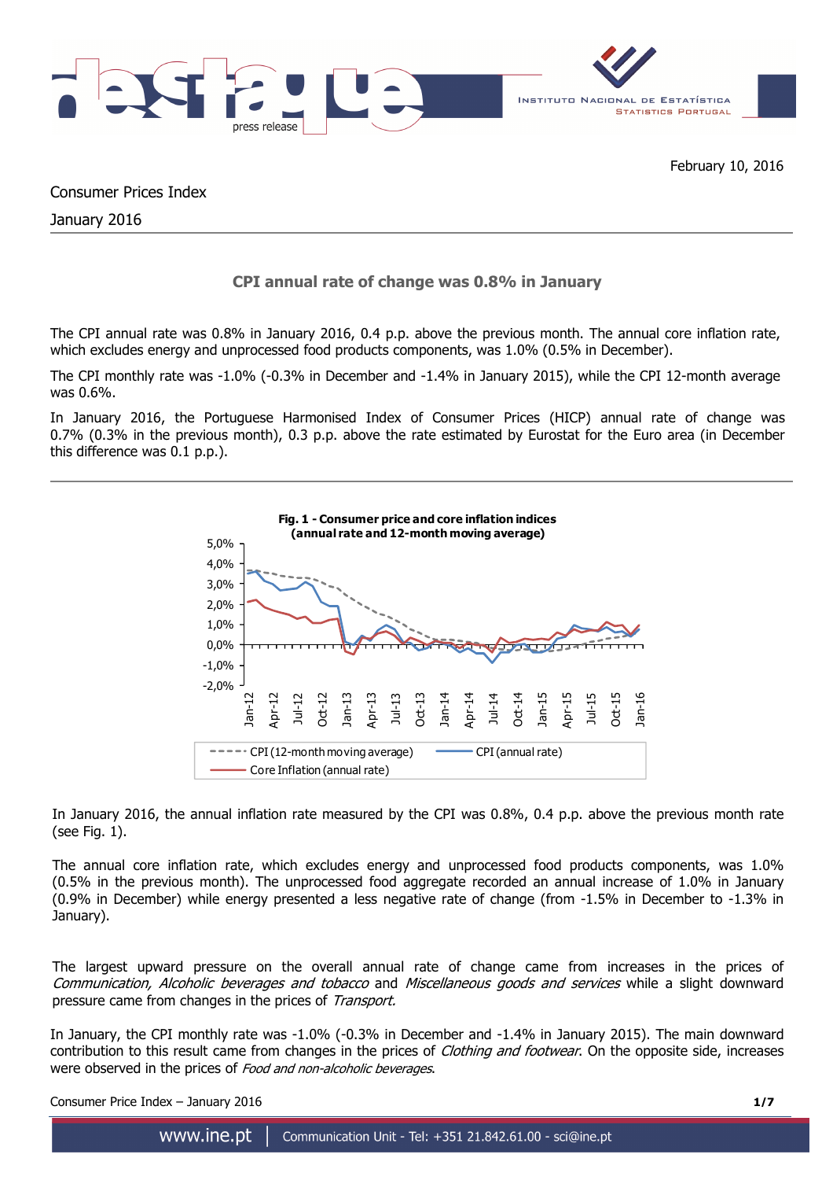February 10, 2016

Consumer Prices Index

January 2016

## CPI annual rate of change was 0.8% in January

The CPI annual rate was 0.8% in January 2016, 0.4 p.p. above the previous month. The annual core inflation rate, which excludes energy and unprocessed food products components, was 1.0% (0.5% in December).

The CPI monthly rate was -1.0% (-0.3% in December and -1.4% in January 2015), while the CPI 12-month average was 0.6%.

In January 2016, the Portuguese Harmonised Index of Consumer Prices (HICP) annual rate of change was 0.7% (0.3% in the previous month), 0.3 p.p. above the rate estimated by Eurostat for the Euro area (in December this difference was 0.1 p.p.).

**Fig. 1 - Consumer price and core inflation indices (annual rate and 12-month moving average)**

In January 2016, the annual inflation rate measured by the CPI was 0.8%, 0.4 p.p. above the previous month rate (see Fig. 1).

The annual core inflation rate, which excludes energy and unprocessed food products components, was 1.0% (0.5% in the previous month). The unprocessed food aggregate recorded an annual increase of 1.0% in January (0.9% in December) while energy presented a less negative rate of change (from -1.5% in December to -1.3% in January).

The largest upward pressure on the overall annual rate of change came from increases in the prices of *Communication, Alcoholic beverages and tobacco* and *Miscellaneous goods and services* while a slight downward pressure came from changes in the prices of *Transport.*

In January, the CPI monthly rate was -1.0% (-0.3% in December and -1.4% in January 2015). The main downward contribution to this result came from changes in the prices of *Clothing and footwear*. On the opposite side, increases were observed in the prices of *Food and non-alcoholic beverages*.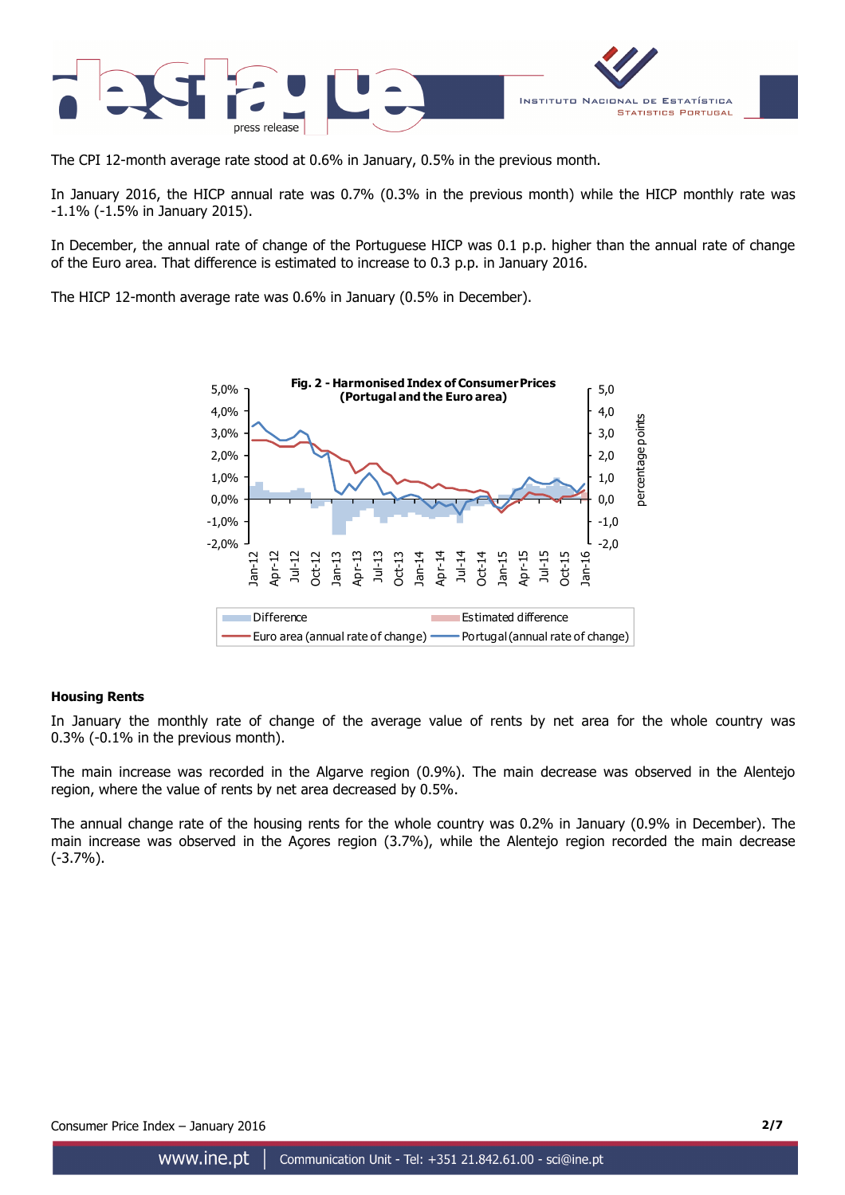The CPI 12-month average rate stood at 0.6% in January, 0.5% in the previous month.

In January 2016, the HICP annual rate was 0.7% (0.3% in the previous month) while the HICP monthly rate was -1.1% (-1.5% in January 2015).

In December, the annual rate of change of the Portuguese HICP was 0.1 p.p. higher than the annual rate of change of the Euro area. That difference is estimated to increase to 0.3 p.p. in January 2016.

The HICP 12-month average rate was 0.6% in January (0.5% in December).

**Fig. 2 - Harmonised Index of Consumer Prices (Portugal and the Euro area)**

## Housing Rents

In January the monthly rate of change of the average value of rents by net area for the whole country was 0.3% (-0.1% in the previous month).

The main increase was recorded in the Algarve region (0.9%). The main decrease was observed in the Alentejo region, where the value of rents by net area decreased by 0.5%.

The annual change rate of the housing rents for the whole country was 0.2% in January (0.9% in December). The main increase was observed in the Açores region (3.7%), while the Alentejo region recorded the main decrease (-3.7%).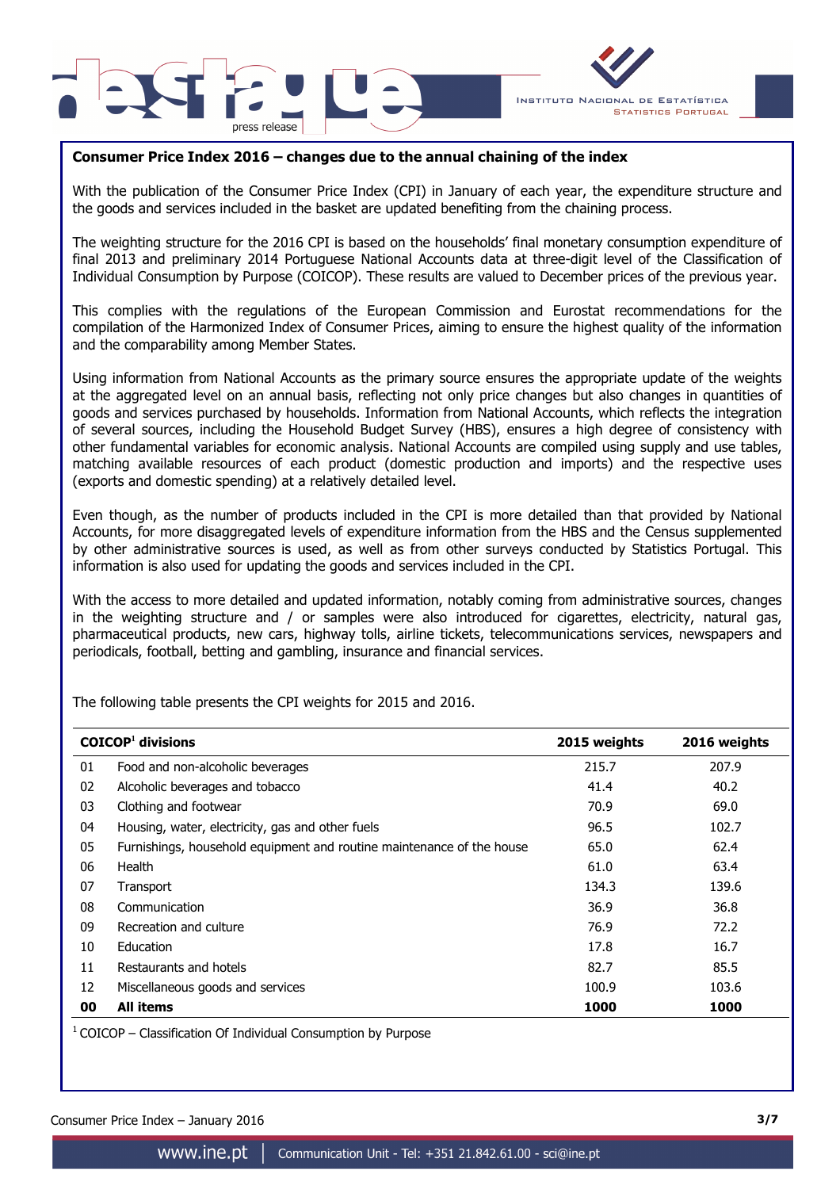**Consumer Price Index 2016 – changes due to the annual chaining of the index**

With the publication of the Consumer Price Index (CPI) in January of each year, the expenditure structure and the goods and services included in the basket are updated benefiting from the chaining process.

The weighting structure for the 2016 CPI is based on the households' final monetary consumption expenditure of final 2013 and preliminary 2014 Portuguese National Accounts data at three-digit level of the Classification of Individual Consumption by Purpose (COICOP). These results are valued to December prices of the previous year.

This complies with the regulations of the European Commission and Eurostat recommendations for the compilation of the Harmonized Index of Consumer Prices, aiming to ensure the highest quality of the information and the comparability among Member States.

Using information from National Accounts as the primary source ensures the appropriate update of the weights at the aggregated level on an annual basis, reflecting not only price changes but also changes in quantities of goods and services purchased by households. Information from National Accounts, which reflects the integration of several sources, including the Household Budget Survey (HBS), ensures a high degree of consistency with other fundamental variables for economic analysis. National Accounts are compiled using supply and use tables, matching available resources of each product (domestic production and imports) and the respective uses (exports and domestic spending) at a relatively detailed level.

Even though, as the number of products included in the CPI is more detailed than that provided by National Accounts, for more disaggregated levels of expenditure information from the HBS and the Census supplemented by other administrative sources is used, as well as from other surveys conducted by Statistics Portugal. This information is also used for updating the goods and services included in the CPI.

With the access to more detailed and updated information, notably coming from administrative sources, changes in the weighting structure and / or samples were also introduced for cigarettes, electricity, natural gas, pharmaceutical products, new cars, highway tolls, airline tickets, telecommunications services, newspapers and periodicals, football, betting and gambling, insurance and financial services.

The following table presents the CPI weights for 2015 and 2016.

| **COICOP[1] divisions** | | **2015 weights** | **2016 weights** |
|---|---|---|---|
| 01 | Food and non-alcoholic beverages | 215.7 | 207.9 |
| 02 | Alcoholic beverages and tobacco | 41.4 | 40.2 |
| 03 | Clothing and footwear | 70.9 | 69.0 |
| 04 | Housing, water, electricity, gas and other fuels | 96.5 | 102.7 |
| 05 | Furnishings, household equipment and routine maintenance of the house | 65.0 | 62.4 |
| 06 | Health | 61.0 | 63.4 |
| 07 | Transport | 134.3 | 139.6 |
| 08 | Communication | 36.9 | 36.8 |
| 09 | Recreation and culture | 76.9 | 72.2 |
| 10 | Education | 17.8 | 16.7 |
| 11 | Restaurants and hotels | 82.7 | 85.5 |
| 12 | Miscellaneous goods and services | 100.9 | 103.6 |
| **00** | **All items** | **1000** | **1000** |

[1] COICOP – Classification Of Individual Consumption by Purpose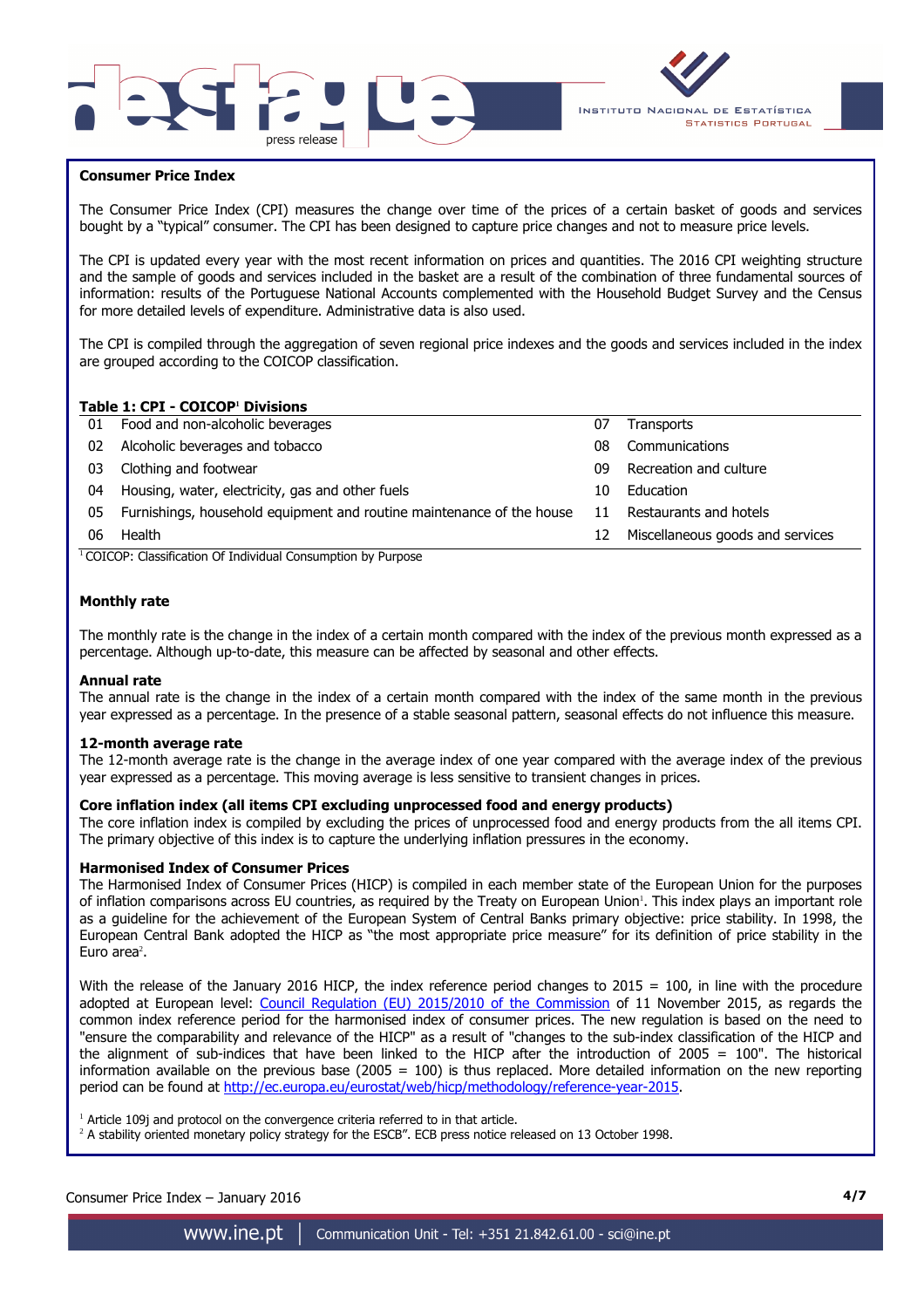## Consumer Price Index

The Consumer Price Index (CPI) measures the change over time of the prices of a certain basket of goods and services bought by a "typical" consumer. The CPI has been designed to capture price changes and not to measure price levels.

The CPI is updated every year with the most recent information on prices and quantities. The 2016 CPI weighting structure and the sample of goods and services included in the basket are a result of the combination of three fundamental sources of information: results of the Portuguese National Accounts complemented with the Household Budget Survey and the Census for more detailed levels of expenditure. Administrative data is also used.

The CPI is compiled through the aggregation of seven regional price indexes and the goods and services included in the index are grouped according to the COICOP classification.

**Table 1: CPI - COICOP[1] Divisions**

| | | | |
|---|---|---|---|
| 01 | Food and non-alcoholic beverages | 07 | Transports |
| 02 | Alcoholic beverages and tobacco | 08 | Communications |
| 03 | Clothing and footwear | 09 | Recreation and culture |
| 04 | Housing, water, electricity, gas and other fuels | 10 | Education |
| 05 | Furnishings, household equipment and routine maintenance of the house | 11 | Restaurants and hotels |
| 06 | Health | 12 | Miscellaneous goods and services |

[1] COICOP: Classification Of Individual Consumption by Purpose

### Monthly rate

The monthly rate is the change in the index of a certain month compared with the index of the previous month expressed as a percentage. Although up-to-date, this measure can be affected by seasonal and other effects.

### Annual rate

The annual rate is the change in the index of a certain month compared with the index of the same month in the previous year expressed as a percentage. In the presence of a stable seasonal pattern, seasonal effects do not influence this measure.

### 12-month average rate

The 12-month average rate is the change in the average index of one year compared with the average index of the previous year expressed as a percentage. This moving average is less sensitive to transient changes in prices.

### Core inflation index (all items CPI excluding unprocessed food and energy products)

The core inflation index is compiled by excluding the prices of unprocessed food and energy products from the all items CPI. The primary objective of this index is to capture the underlying inflation pressures in the economy.

### Harmonised Index of Consumer Prices

The Harmonised Index of Consumer Prices (HICP) is compiled in each member state of the European Union for the purposes of inflation comparisons across EU countries, as required by the Treaty on European Union[1]. This index plays an important role as a guideline for the achievement of the European System of Central Banks primary objective: price stability. In 1998, the European Central Bank adopted the HICP as "the most appropriate price measure" for its definition of price stability in the Euro area[2].

With the release of the January 2016 HICP, the index reference period changes to 2015 = 100, in line with the procedure adopted at European level: Council Regulation (EU) 2015/2010 of the Commission of 11 November 2015, as regards the common index reference period for the harmonised index of consumer prices. The new regulation is based on the need to "ensure the comparability and relevance of the HICP" as a result of "changes to the sub-index classification of the HICP and the alignment of sub-indices that have been linked to the HICP after the introduction of 2005 = 100". The historical information available on the previous base (2005 = 100) is thus replaced. More detailed information on the new reporting period can be found at http://ec.europa.eu/eurostat/web/hicp/methodology/reference-year-2015.

[1] Article 109j and protocol on the convergence criteria referred to in that article.
[2] A stability oriented monetary policy strategy for the ESCB". ECB press notice released on 13 October 1998.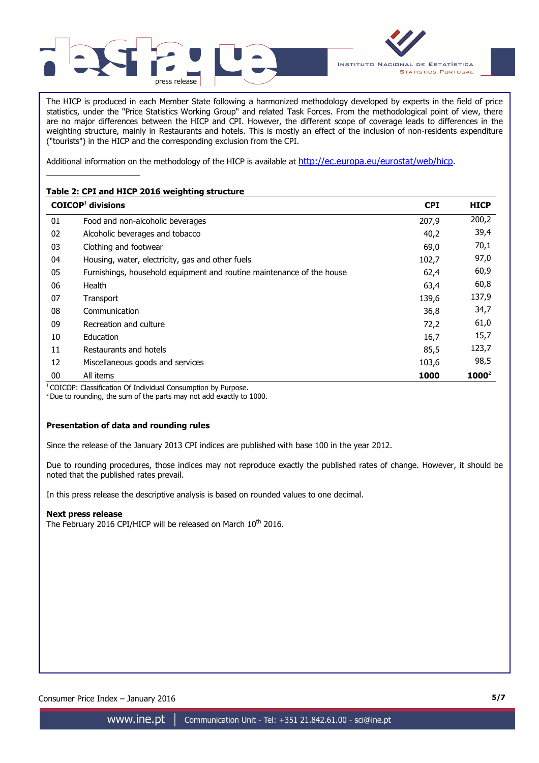The HICP is produced in each Member State following a harmonized methodology developed by experts in the field of price statistics, under the "Price Statistics Working Group" and related Task Forces. From the methodological point of view, there are no major differences between the HICP and CPI. However, the different scope of coverage leads to differences in the weighting structure, mainly in Restaurants and hotels. This is mostly an effect of the inclusion of non-residents expenditure ("tourists") in the HICP and the corresponding exclusion from the CPI.

Additional information on the methodology of the HICP is available at http://ec.europa.eu/eurostat/web/hicp.

**Table 2: CPI and HICP 2016 weighting structure**

| COICOP[1] divisions | | CPI | HICP |
|---|---|---|---|
| 01 | Food and non-alcoholic beverages | 207,9 | 200,2 |
| 02 | Alcoholic beverages and tobacco | 40,2 | 39,4 |
| 03 | Clothing and footwear | 69,0 | 70,1 |
| 04 | Housing, water, electricity, gas and other fuels | 102,7 | 97,0 |
| 05 | Furnishings, household equipment and routine maintenance of the house | 62,4 | 60,9 |
| 06 | Health | 63,4 | 60,8 |
| 07 | Transport | 139,6 | 137,9 |
| 08 | Communication | 36,8 | 34,7 |
| 09 | Recreation and culture | 72,2 | 61,0 |
| 10 | Education | 16,7 | 15,7 |
| 11 | Restaurants and hotels | 85,5 | 123,7 |
| 12 | Miscellaneous goods and services | 103,6 | 98,5 |
| 00 | All items | **1000** | **1000**[2] |

[1] COICOP: Classification Of Individual Consumption by Purpose.
[2] Due to rounding, the sum of the parts may not add exactly to 1000.

**Presentation of data and rounding rules**

Since the release of the January 2013 CPI indices are published with base 100 in the year 2012.

Due to rounding procedures, those indices may not reproduce exactly the published rates of change. However, it should be noted that the published rates prevail.

In this press release the descriptive analysis is based on rounded values to one decimal.

**Next press release**
The February 2016 CPI/HICP will be released on March 10th 2016.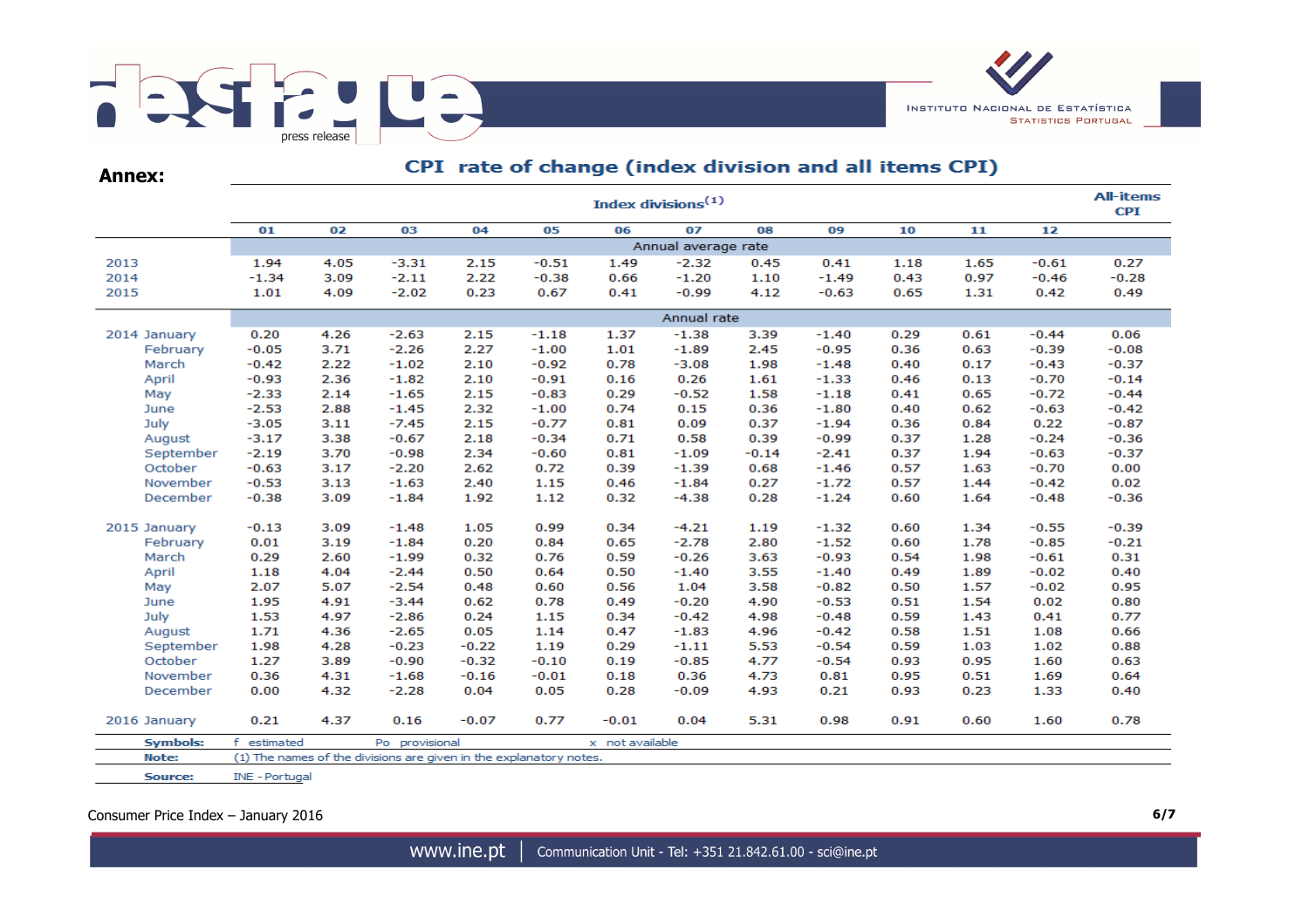**Annex:**

## CPI rate of change (index division and all items CPI)

| | Index divisions[1] | | | | | | | | | | | | All-items CPI |
|---|---|---|---|---|---|---|---|---|---|---|---|---|---|
| | 01 | 02 | 03 | 04 | 05 | 06 | 07 | 08 | 09 | 10 | 11 | 12 | |
| | Annual average rate | | | | | | | | | | | | |
| 2013 | 1.94 | 4.05 | -3.31 | 2.15 | -0.51 | 1.49 | -2.32 | 0.45 | 0.41 | 1.18 | 1.65 | -0.61 | 0.27 |
| 2014 | -1.34 | 3.09 | -2.11 | 2.22 | -0.38 | 0.66 | -1.20 | 1.10 | -1.49 | 0.43 | 0.97 | -0.46 | -0.28 |
| 2015 | 1.01 | 4.09 | -2.02 | 0.23 | 0.67 | 0.41 | -0.99 | 4.12 | -0.63 | 0.65 | 1.31 | 0.42 | 0.49 |
| | Annual rate | | | | | | | | | | | | |
| 2014 January | 0.20 | 4.26 | -2.63 | 2.15 | -1.18 | 1.37 | -1.38 | 3.39 | -1.40 | 0.29 | 0.61 | -0.44 | 0.06 |
| February | -0.05 | 3.71 | -2.26 | 2.27 | -1.00 | 1.01 | -1.89 | 2.45 | -0.95 | 0.36 | 0.63 | -0.39 | -0.08 |
| March | -0.42 | 2.22 | -1.02 | 2.10 | -0.92 | 0.78 | -3.08 | 1.98 | -1.48 | 0.40 | 0.17 | -0.43 | -0.37 |
| April | -0.93 | 2.36 | -1.82 | 2.10 | -0.91 | 0.16 | 0.26 | 1.61 | -1.33 | 0.46 | 0.13 | -0.70 | -0.14 |
| May | -2.33 | 2.14 | -1.65 | 2.15 | -0.83 | 0.29 | -0.52 | 1.58 | -1.18 | 0.41 | 0.65 | -0.72 | -0.44 |
| June | -2.53 | 2.88 | -1.45 | 2.32 | -1.00 | 0.74 | 0.15 | 0.36 | -1.80 | 0.40 | 0.62 | -0.63 | -0.42 |
| July | -3.05 | 3.11 | -7.45 | 2.15 | -0.77 | 0.81 | 0.09 | 0.37 | -1.94 | 0.36 | 0.84 | 0.22 | -0.87 |
| August | -3.17 | 3.38 | -0.67 | 2.18 | -0.34 | 0.71 | 0.58 | 0.39 | -0.99 | 0.37 | 1.28 | -0.24 | -0.36 |
| September | -2.19 | 3.70 | -0.98 | 2.34 | -0.60 | 0.81 | -1.09 | -0.14 | -2.41 | 0.37 | 1.94 | -0.63 | -0.37 |
| October | -0.63 | 3.17 | -2.20 | 2.62 | 0.72 | 0.39 | -1.39 | 0.68 | -1.46 | 0.57 | 1.63 | -0.70 | 0.00 |
| November | -0.53 | 3.13 | -1.63 | 2.40 | 1.15 | 0.46 | -1.84 | 0.27 | -1.72 | 0.57 | 1.44 | -0.42 | 0.02 |
| December | -0.38 | 3.09 | -1.84 | 1.92 | 1.12 | 0.32 | -4.38 | 0.28 | -1.24 | 0.60 | 1.64 | -0.48 | -0.36 |
| 2015 January | -0.13 | 3.09 | -1.48 | 1.05 | 0.99 | 0.34 | -4.21 | 1.19 | -1.32 | 0.60 | 1.34 | -0.55 | -0.39 |
| February | 0.01 | 3.19 | -1.84 | 0.20 | 0.84 | 0.65 | -2.78 | 2.80 | -1.52 | 0.60 | 1.78 | -0.85 | -0.21 |
| March | 0.29 | 2.60 | -1.99 | 0.32 | 0.76 | 0.59 | -0.26 | 3.63 | -0.93 | 0.54 | 1.98 | -0.61 | 0.31 |
| April | 1.18 | 4.04 | -2.44 | 0.50 | 0.64 | 0.50 | -1.40 | 3.55 | -1.40 | 0.49 | 1.89 | -0.02 | 0.40 |
| May | 2.07 | 5.07 | -2.54 | 0.48 | 0.60 | 0.56 | 1.04 | 3.58 | -0.82 | 0.50 | 1.57 | -0.02 | 0.95 |
| June | 1.95 | 4.91 | -3.44 | 0.62 | 0.78 | 0.49 | -0.20 | 4.90 | -0.53 | 0.51 | 1.54 | 0.02 | 0.80 |
| July | 1.53 | 4.97 | -2.86 | 0.24 | 1.15 | 0.34 | -0.42 | 4.98 | -0.48 | 0.59 | 1.43 | 0.41 | 0.77 |
| August | 1.71 | 4.36 | -2.65 | 0.05 | 1.14 | 0.47 | -1.83 | 4.96 | -0.42 | 0.58 | 1.51 | 1.08 | 0.66 |
| September | 1.98 | 4.28 | -0.23 | -0.22 | 1.19 | 0.29 | -1.11 | 5.53 | -0.54 | 0.59 | 1.03 | 1.02 | 0.88 |
| October | 1.27 | 3.89 | -0.90 | -0.32 | -0.10 | 0.19 | -0.85 | 4.77 | -0.54 | 0.93 | 0.95 | 1.60 | 0.63 |
| November | 0.36 | 4.31 | -1.68 | -0.16 | -0.01 | 0.18 | 0.36 | 4.73 | 0.81 | 0.95 | 0.51 | 1.69 | 0.64 |
| December | 0.00 | 4.32 | -2.28 | 0.04 | 0.05 | 0.28 | -0.09 | 4.93 | 0.21 | 0.93 | 0.23 | 1.33 | 0.40 |
| 2016 January | 0.21 | 4.37 | 0.16 | -0.07 | 0.77 | -0.01 | 0.04 | 5.31 | 0.98 | 0.91 | 0.60 | 1.60 | 0.78 |

**Symbols:** f estimated Po provisional x not available

**Note:** (1) The names of the divisions are given in the explanatory notes.

**Source:** INE - Portugal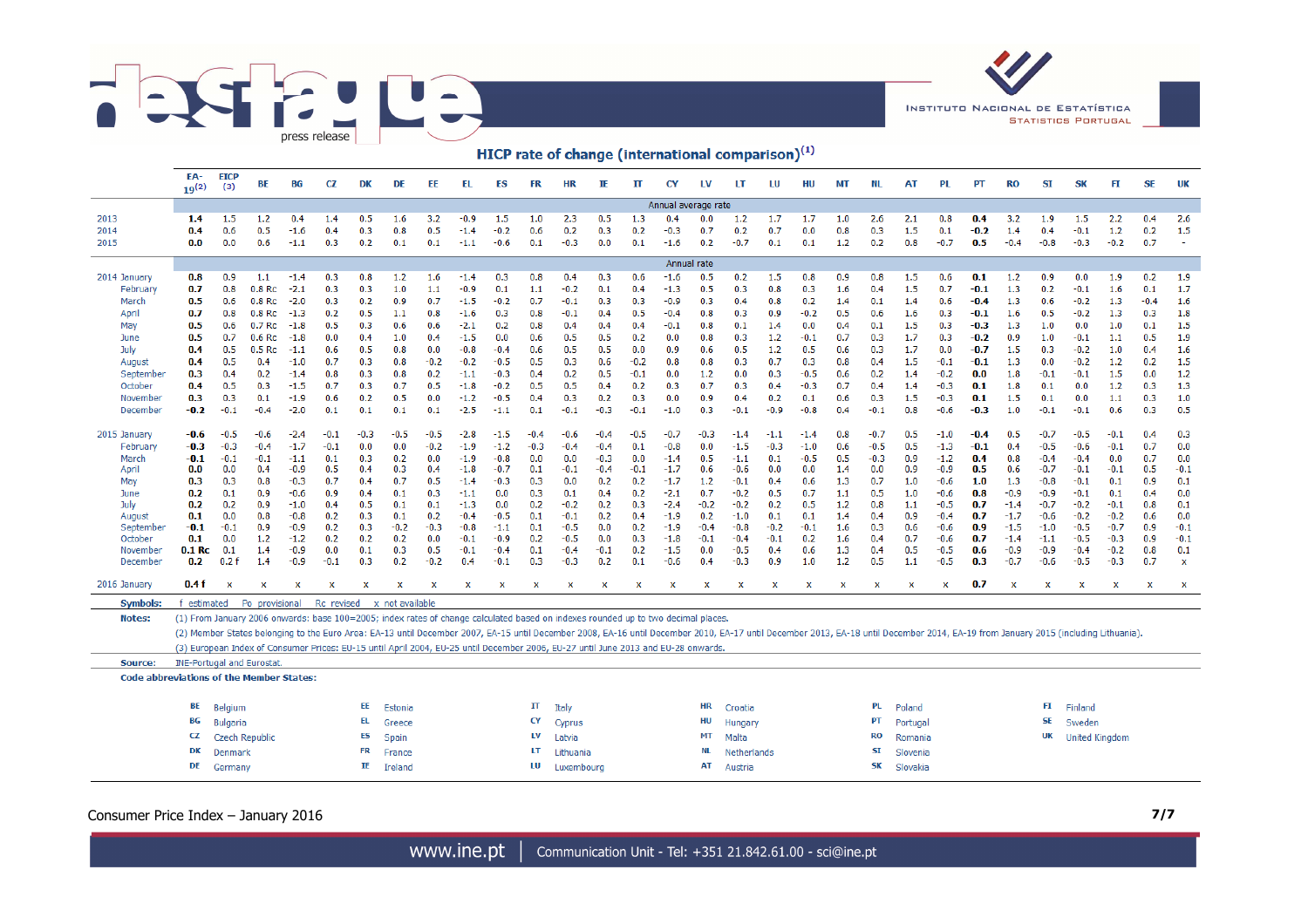## HICP rate of change (international comparison)[1]

| | EA-19[2] | EICP (3) | BE | BG | CZ | DK | DE | EE | EL | ES | FR | HR | IE | IT | CY | LV | LT | LU | HU | MT | NL | AT | PL | PT | RO | SI | SK | FI | SE | UK |
|---|---|---|---|---|---|---|---|---|---|---|---|---|---|---|---|---|---|---|---|---|---|---|---|---|---|---|---|---|---|---|
| | Annual average rate | | | | | | | | | | | | | | | | | | | | | | | | | | | | | |
| 2013 | 1.4 | 1.5 | 1.2 | 0.4 | 1.4 | 0.5 | 1.6 | 3.2 | -0.9 | 1.5 | 1.0 | 2.3 | 0.5 | 1.3 | 0.4 | 0.0 | 1.2 | 1.7 | 1.7 | 1.0 | 2.6 | 2.1 | 0.8 | 0.4 | 3.2 | 1.9 | 1.5 | 2.2 | 0.4 | 2.6 |
| 2014 | 0.4 | 0.6 | 0.5 | -1.6 | 0.4 | 0.3 | 0.8 | 0.5 | -1.4 | -0.2 | 0.6 | 0.2 | 0.3 | 0.2 | -0.3 | 0.7 | 0.2 | 0.7 | 0.0 | 0.8 | 0.3 | 1.5 | 0.1 | -0.2 | 1.4 | 0.4 | -0.1 | 1.2 | 0.2 | 1.5 |
| 2015 | 0.0 | 0.0 | 0.6 | -1.1 | 0.3 | 0.2 | 0.1 | 0.1 | -1.1 | -0.6 | 0.1 | -0.3 | 0.0 | 0.1 | -1.6 | 0.2 | -0.7 | 0.1 | 0.1 | 1.2 | 0.2 | 0.8 | -0.7 | 0.5 | -0.4 | -0.8 | -0.3 | -0.2 | 0.7 | - |
| | Annual rate | | | | | | | | | | | | | | | | | | | | | | | | | | | | | |
| 2014 January | 0.8 | 0.9 | 1.1 | -1.4 | 0.3 | 0.8 | 1.2 | 1.6 | -1.4 | 0.3 | 0.8 | 0.4 | 0.3 | 0.6 | -1.6 | 0.5 | 0.2 | 1.5 | 0.8 | 0.9 | 0.8 | 1.5 | 0.6 | 0.1 | 1.2 | 0.9 | 0.0 | 1.9 | 0.2 | 1.9 |
| February | 0.7 | 0.8 | 0.8 Rc | -2.1 | 0.3 | 0.3 | 1.0 | 1.1 | -0.9 | 0.1 | 1.1 | -0.2 | 0.1 | 0.4 | -1.3 | 0.5 | 0.3 | 0.8 | 0.3 | 1.6 | 0.4 | 1.5 | 0.7 | -0.1 | 1.3 | 0.2 | -0.1 | 1.6 | 0.1 | 1.7 |
| March | 0.5 | 0.6 | 0.8 Rc | -2.0 | 0.3 | 0.2 | 0.9 | 0.7 | -1.5 | -0.2 | 0.7 | -0.1 | 0.3 | 0.3 | -0.9 | 0.3 | 0.4 | 0.8 | 0.2 | 1.4 | 0.1 | 1.4 | 0.6 | -0.4 | 1.3 | 0.6 | -0.2 | 1.3 | -0.4 | 1.6 |
| April | 0.7 | 0.8 | 0.8 Rc | -1.3 | 0.2 | 0.5 | 1.1 | 0.8 | -1.6 | 0.3 | 0.8 | -0.1 | 0.4 | 0.5 | -0.4 | 0.8 | 0.3 | 0.9 | -0.2 | 0.5 | 0.6 | 1.6 | 0.3 | -0.1 | 1.6 | 0.5 | -0.2 | 1.3 | 0.3 | 1.8 |
| May | 0.5 | 0.6 | 0.7 Rc | -1.8 | 0.5 | 0.3 | 0.6 | 0.6 | -2.1 | 0.2 | 0.8 | 0.4 | 0.4 | 0.4 | -0.1 | 0.8 | 0.1 | 1.4 | 0.0 | 0.4 | 0.1 | 1.5 | 0.3 | -0.3 | 1.3 | 1.0 | -0.1 | 1.0 | 0.1 | 1.5 |
| June | 0.5 | 0.7 | 0.6 Rc | -1.8 | 0.0 | 0.4 | 1.0 | 0.4 | -1.5 | 0.0 | 0.6 | 0.5 | 0.5 | 0.2 | 0.0 | 0.8 | 0.3 | 1.2 | -0.1 | 0.7 | 0.3 | 1.7 | 0.3 | -0.2 | 0.9 | 1.0 | -0.1 | 1.1 | 0.5 | 1.9 |
| July | 0.4 | 0.5 | 0.5 Rc | -1.1 | 0.6 | 0.5 | 0.8 | 0.0 | -0.8 | -0.4 | 0.6 | 0.5 | 0.5 | 0.0 | 0.9 | 0.6 | 0.5 | 1.2 | 0.5 | 0.6 | 0.3 | 1.7 | 0.0 | -0.7 | 1.5 | 0.3 | -0.2 | 1.0 | 0.4 | 1.6 |
| August | 0.4 | 0.5 | 0.4 | -1.0 | 0.7 | 0.3 | 0.8 | -0.2 | -0.2 | -0.5 | 0.5 | 0.3 | 0.6 | -0.2 | 0.8 | 0.8 | 0.3 | 0.7 | 0.3 | 0.8 | 0.4 | 1.5 | -0.1 | -0.1 | 1.3 | 0.0 | -0.2 | 1.2 | 0.2 | 1.5 |
| September | 0.3 | 0.4 | 0.2 | -1.4 | 0.8 | 0.3 | 0.8 | 0.2 | -1.1 | -0.3 | 0.4 | 0.2 | 0.5 | -0.1 | 0.0 | 1.2 | 0.5 | 0.3 | -0.5 | 0.6 | 0.2 | 1.4 | -0.2 | 0.0 | 1.8 | -0.1 | -0.1 | 1.5 | 0.0 | 1.2 |
| October | 0.4 | 0.5 | 0.3 | -1.5 | 0.7 | 0.3 | 0.7 | 0.5 | -1.8 | -0.2 | 0.5 | 0.5 | 0.4 | 0.2 | 0.3 | 0.7 | 0.3 | 0.4 | -0.3 | 0.7 | 0.4 | 1.4 | -0.3 | 0.1 | 1.8 | 0.1 | 0.0 | 1.2 | 0.3 | 1.3 |
| November | 0.3 | 0.3 | 0.1 | -1.9 | 0.6 | 0.2 | 0.5 | 0.0 | -1.2 | -0.5 | 0.4 | 0.3 | 0.2 | 0.3 | 0.0 | 0.9 | 0.4 | 0.2 | 0.1 | 0.6 | 0.3 | 1.5 | -0.3 | 0.1 | 1.5 | 0.1 | -0.1 | 1.1 | 0.3 | 1.0 |
| December | -0.2 | -0.1 | -0.4 | -2.0 | 0.1 | 0.1 | 0.1 | 0.1 | -2.5 | -1.1 | 0.1 | -0.1 | -0.3 | -0.1 | -1.0 | 0.3 | -0.1 | -0.9 | -0.8 | 0.4 | -0.1 | 0.8 | -0.6 | -0.3 | 1.0 | -0.1 | -0.1 | 0.6 | 0.3 | 0.5 |
| 2015 January | -0.6 | -0.5 | -0.6 | -2.4 | -0.1 | -0.3 | -0.5 | -0.5 | -2.8 | -1.5 | -0.4 | -0.6 | -0.4 | -0.5 | -0.7 | -0.3 | -1.4 | -1.1 | -1.4 | 0.8 | -0.7 | 0.5 | -1.0 | -0.4 | 0.5 | -0.7 | -0.5 | -0.1 | 0.4 | 0.3 |
| February | -0.3 | -0.3 | -0.4 | -1.7 | -0.1 | 0.0 | 0.0 | -0.2 | -1.9 | -1.2 | -0.3 | -0.4 | -0.4 | 0.1 | -0.8 | 0.0 | -1.5 | -0.3 | -1.0 | 0.6 | -0.5 | 0.5 | -1.3 | -0.1 | 0.4 | -0.5 | -0.6 | -0.1 | 0.7 | 0.0 |
| March | -0.1 | -0.1 | -0.1 | -1.1 | 0.1 | 0.3 | 0.2 | 0.0 | -1.9 | -0.8 | 0.0 | 0.0 | -0.3 | 0.0 | -1.4 | 0.5 | -1.1 | 0.1 | -0.5 | 0.5 | -0.3 | 0.9 | -1.2 | 0.4 | 0.8 | -0.4 | -0.4 | 0.0 | 0.7 | 0.0 |
| April | 0.0 | 0.0 | 0.4 | -0.9 | 0.5 | 0.4 | 0.3 | 0.4 | -1.8 | -0.7 | 0.1 | -0.1 | -0.4 | -0.1 | -1.7 | 0.6 | -0.6 | 0.0 | 0.0 | 1.4 | 0.0 | 0.9 | -0.9 | 0.5 | 0.6 | -0.7 | -0.1 | -0.1 | 0.5 | -0.1 |
| May | 0.3 | 0.3 | 0.8 | -0.3 | 0.7 | 0.4 | 0.7 | 0.5 | -1.4 | -0.3 | 0.3 | 0.0 | 0.2 | 0.2 | -1.7 | 1.2 | -0.1 | 0.4 | 0.6 | 1.3 | 0.7 | 1.0 | -0.6 | 1.0 | 1.3 | -0.8 | -0.1 | 0.1 | 0.9 | 0.1 |
| June | 0.2 | 0.1 | 0.9 | -0.6 | 0.9 | 0.4 | 0.1 | 0.3 | -1.1 | 0.0 | 0.3 | 0.1 | 0.4 | 0.2 | -2.1 | 0.7 | -0.2 | 0.5 | 0.7 | 1.1 | 0.5 | 1.0 | -0.6 | 0.8 | -0.9 | -0.9 | -0.1 | 0.1 | 0.4 | 0.0 |
| July | 0.2 | 0.2 | 0.9 | -1.0 | 0.4 | 0.5 | 0.1 | 0.1 | -1.3 | 0.0 | 0.2 | -0.2 | 0.2 | 0.3 | -2.4 | -0.2 | -0.2 | 0.2 | 0.5 | 1.2 | 0.8 | 1.1 | -0.5 | 0.7 | -1.4 | -0.7 | -0.2 | -0.1 | 0.8 | 0.1 |
| August | 0.1 | 0.0 | 0.8 | -0.8 | 0.2 | 0.3 | 0.1 | 0.2 | -0.4 | -0.5 | 0.1 | -0.1 | 0.2 | 0.4 | -1.9 | 0.2 | -1.0 | 0.1 | 0.1 | 1.4 | 0.4 | 0.9 | -0.4 | 0.7 | -1.7 | -0.6 | -0.2 | -0.2 | 0.6 | 0.0 |
| September | -0.1 | -0.1 | 0.9 | -0.9 | 0.2 | 0.3 | -0.2 | -0.3 | -0.8 | -1.1 | 0.1 | -0.5 | 0.0 | 0.2 | -1.9 | -0.4 | -0.8 | -0.2 | -0.1 | 1.6 | 0.3 | 0.6 | -0.6 | 0.9 | -1.5 | -1.0 | -0.5 | -0.7 | 0.9 | -0.1 |
| October | 0.1 | 0.0 | 1.2 | -1.2 | 0.2 | 0.2 | 0.2 | 0.0 | -0.1 | -0.9 | 0.2 | -0.5 | 0.0 | 0.3 | -1.8 | -0.1 | -0.4 | 0.0 | 0.2 | 1.6 | 0.4 | 0.7 | -0.6 | 0.7 | -1.4 | -1.1 | -0.5 | -0.3 | 0.9 | -0.1 |
| November | 0.1 Rc | 0.1 | 1.4 | -0.9 | 0.0 | 0.1 | 0.3 | 0.5 | -0.1 | -0.4 | 0.1 | -0.4 | -0.1 | 0.2 | -1.5 | 0.0 | -0.5 | 0.4 | 0.6 | 1.3 | 0.4 | 0.5 | -0.5 | 0.6 | -0.9 | -0.9 | -0.4 | -0.2 | 0.8 | 0.1 |
| December | 0.2 | 0.2 f | 1.4 | -0.9 | -0.1 | 0.3 | 0.2 | -0.2 | 0.4 | -0.1 | 0.3 | -0.3 | 0.2 | 0.1 | -0.6 | 0.4 | -0.3 | 0.9 | 1.0 | 1.2 | 0.5 | 1.1 | -0.5 | 0.3 | -0.7 | -0.6 | -0.5 | -0.3 | 0.7 | x |
| 2016 January | 0.4 f | x | x | x | x | x | x | x | x | x | x | x | x | x | x | x | x | x | x | x | x | x | x | 0.7 | x | x | x | x | x | x |

**Symbols:** f estimated  Po provisional  Rc revised  x not available

**Notes:** (1) From January 2006 onwards: base 100=2005; index rates of change calculated based on indexes rounded up to two decimal places.

(2) Member States belonging to the Euro Area: EA-13 until December 2007, EA-15 until December 2008, EA-16 until December 2010, EA-17 until December 2013, EA-18 until December 2014, EA-19 from January 2015 (including Lithuania).

(3) European Index of Consumer Prices: EU-15 until April 2004, EU-25 until December 2006, EU-27 until June 2013 and EU-28 onwards.

**Source:** INE-Portugal and Eurostat.

**Code abbreviations of the Member States:**

| | | | | | | | | | | | |
|---|---|---|---|---|---|---|---|---|---|---|---|
| BE | Belgium | EE | Estonia | IT | Italy | HR | Croatia | PL | Poland | FI | Finland |
| BG | Bulgaria | EL | Greece | CY | Cyprus | HU | Hungary | PT | Portugal | SE | Sweden |
| CZ | Czech Republic | ES | Spain | LV | Latvia | MT | Malta | RO | Romania | UK | United Kingdom |
| DK | Denmark | FR | France | LT | Lithuania | NL | Netherlands | SI | Slovenia | | |
| DE | Germany | IE | Ireland | LU | Luxembourg | AT | Austria | SK | Slovakia | | |